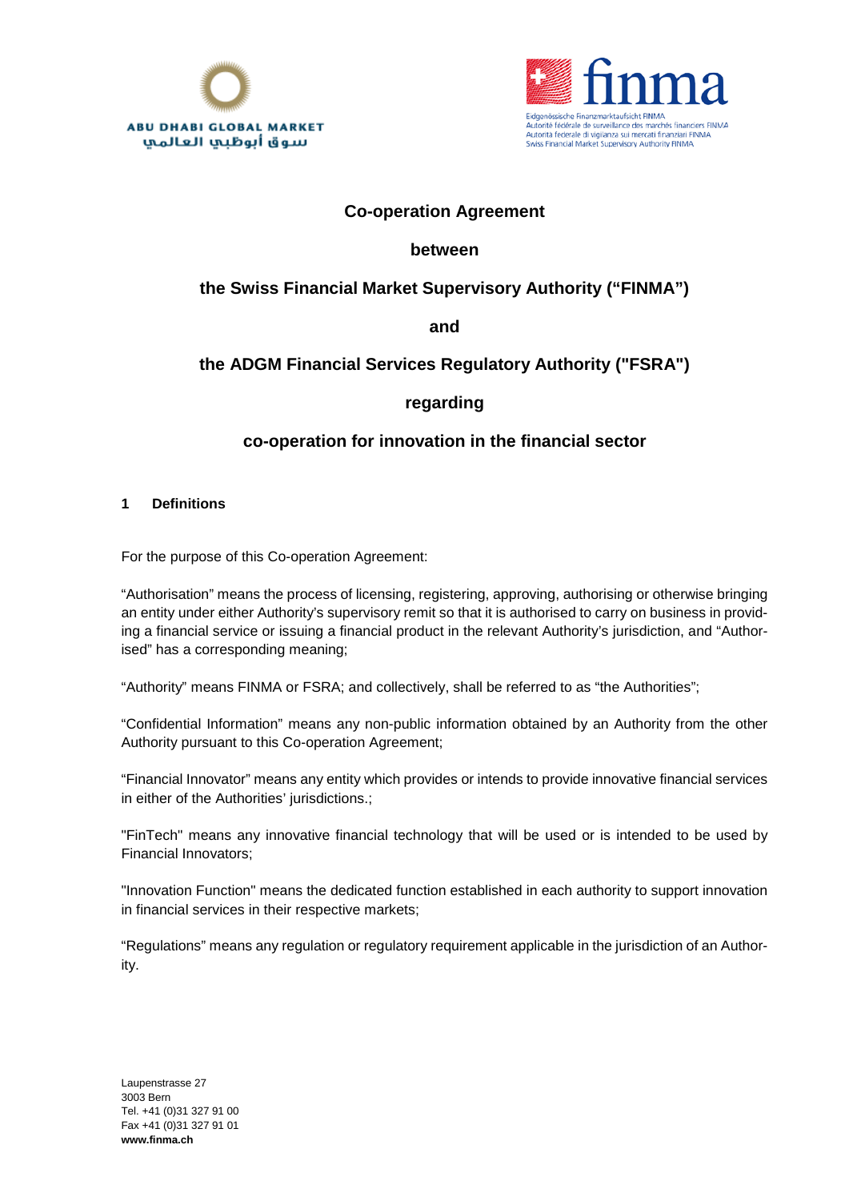ABU DHABI GLOBAL MARKET
سوق أبوظبي العالمي

finma

Eidgenössische Finanzmarktaufsicht FINMA
Autorité fédérale de surveillance des marchés financiers FINMA
Autorità federale di vigilanza sui mercati finanziari FINMA
Swiss Financial Market Supervisory Authority FINMA

**Co-operation Agreement**

**between**

**the Swiss Financial Market Supervisory Authority ("FINMA")**

**and**

**the ADGM Financial Services Regulatory Authority ("FSRA")**

**regarding**

**co-operation for innovation in the financial sector**

## 1 Definitions

For the purpose of this Co-operation Agreement:

"Authorisation" means the process of licensing, registering, approving, authorising or otherwise bringing an entity under either Authority's supervisory remit so that it is authorised to carry on business in providing a financial service or issuing a financial product in the relevant Authority's jurisdiction, and "Authorised" has a corresponding meaning;

"Authority" means FINMA or FSRA; and collectively, shall be referred to as "the Authorities";

"Confidential Information" means any non-public information obtained by an Authority from the other Authority pursuant to this Co-operation Agreement;

"Financial Innovator" means any entity which provides or intends to provide innovative financial services in either of the Authorities' jurisdictions.;

"FinTech" means any innovative financial technology that will be used or is intended to be used by Financial Innovators;

"Innovation Function" means the dedicated function established in each authority to support innovation in financial services in their respective markets;

"Regulations" means any regulation or regulatory requirement applicable in the jurisdiction of an Authority.

Laupenstrasse 27
3003 Bern
Tel. +41 (0)31 327 91 00
Fax +41 (0)31 327 91 01
**www.finma.ch**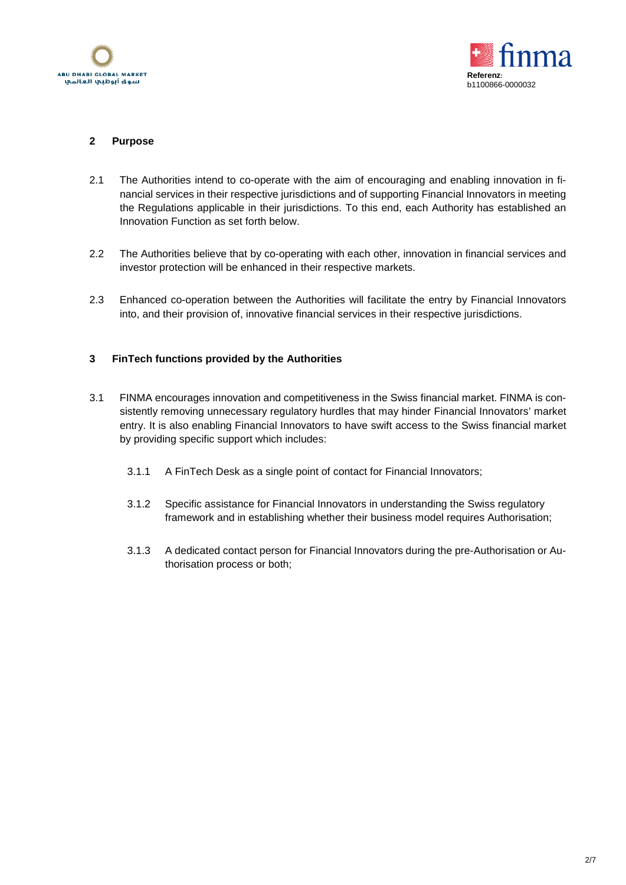## 2 Purpose

2.1 The Authorities intend to co-operate with the aim of encouraging and enabling innovation in financial services in their respective jurisdictions and of supporting Financial Innovators in meeting the Regulations applicable in their jurisdictions. To this end, each Authority has established an Innovation Function as set forth below.

2.2 The Authorities believe that by co-operating with each other, innovation in financial services and investor protection will be enhanced in their respective markets.

2.3 Enhanced co-operation between the Authorities will facilitate the entry by Financial Innovators into, and their provision of, innovative financial services in their respective jurisdictions.

## 3 FinTech functions provided by the Authorities

3.1 FINMA encourages innovation and competitiveness in the Swiss financial market. FINMA is consistently removing unnecessary regulatory hurdles that may hinder Financial Innovators' market entry. It is also enabling Financial Innovators to have swift access to the Swiss financial market by providing specific support which includes:

3.1.1 A FinTech Desk as a single point of contact for Financial Innovators;

3.1.2 Specific assistance for Financial Innovators in understanding the Swiss regulatory framework and in establishing whether their business model requires Authorisation;

3.1.3 A dedicated contact person for Financial Innovators during the pre-Authorisation or Authorisation process or both;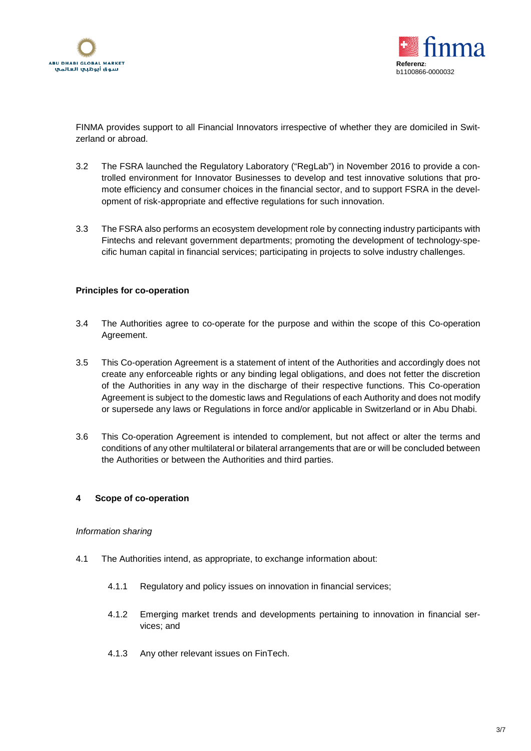FINMA provides support to all Financial Innovators irrespective of whether they are domiciled in Switzerland or abroad.

3.2 The FSRA launched the Regulatory Laboratory ("RegLab") in November 2016 to provide a controlled environment for Innovator Businesses to develop and test innovative solutions that promote efficiency and consumer choices in the financial sector, and to support FSRA in the development of risk-appropriate and effective regulations for such innovation.

3.3 The FSRA also performs an ecosystem development role by connecting industry participants with Fintechs and relevant government departments; promoting the development of technology-specific human capital in financial services; participating in projects to solve industry challenges.

**Principles for co-operation**

3.4 The Authorities agree to co-operate for the purpose and within the scope of this Co-operation Agreement.

3.5 This Co-operation Agreement is a statement of intent of the Authorities and accordingly does not create any enforceable rights or any binding legal obligations, and does not fetter the discretion of the Authorities in any way in the discharge of their respective functions. This Co-operation Agreement is subject to the domestic laws and Regulations of each Authority and does not modify or supersede any laws or Regulations in force and/or applicable in Switzerland or in Abu Dhabi.

3.6 This Co-operation Agreement is intended to complement, but not affect or alter the terms and conditions of any other multilateral or bilateral arrangements that are or will be concluded between the Authorities or between the Authorities and third parties.

## 4 Scope of co-operation

*Information sharing*

4.1 The Authorities intend, as appropriate, to exchange information about:

4.1.1 Regulatory and policy issues on innovation in financial services;

4.1.2 Emerging market trends and developments pertaining to innovation in financial services; and

4.1.3 Any other relevant issues on FinTech.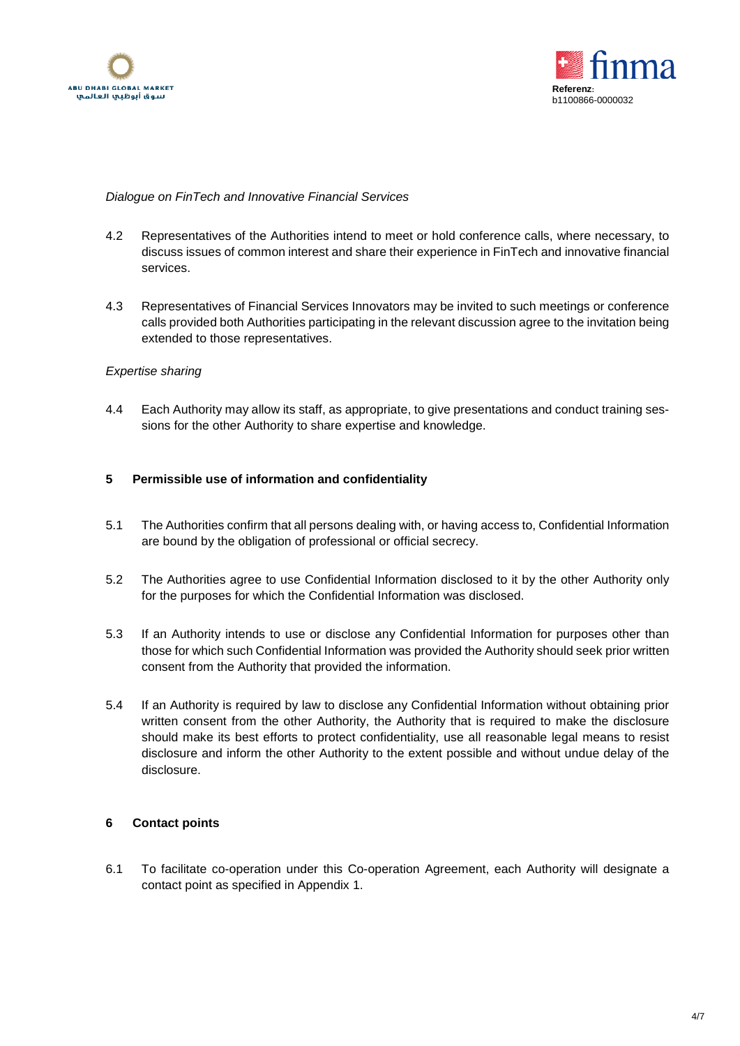*Dialogue on FinTech and Innovative Financial Services*

4.2 Representatives of the Authorities intend to meet or hold conference calls, where necessary, to discuss issues of common interest and share their experience in FinTech and innovative financial services.

4.3 Representatives of Financial Services Innovators may be invited to such meetings or conference calls provided both Authorities participating in the relevant discussion agree to the invitation being extended to those representatives.

*Expertise sharing*

4.4 Each Authority may allow its staff, as appropriate, to give presentations and conduct training sessions for the other Authority to share expertise and knowledge.

## 5 Permissible use of information and confidentiality

5.1 The Authorities confirm that all persons dealing with, or having access to, Confidential Information are bound by the obligation of professional or official secrecy.

5.2 The Authorities agree to use Confidential Information disclosed to it by the other Authority only for the purposes for which the Confidential Information was disclosed.

5.3 If an Authority intends to use or disclose any Confidential Information for purposes other than those for which such Confidential Information was provided the Authority should seek prior written consent from the Authority that provided the information.

5.4 If an Authority is required by law to disclose any Confidential Information without obtaining prior written consent from the other Authority, the Authority that is required to make the disclosure should make its best efforts to protect confidentiality, use all reasonable legal means to resist disclosure and inform the other Authority to the extent possible and without undue delay of the disclosure.

## 6 Contact points

6.1 To facilitate co-operation under this Co-operation Agreement, each Authority will designate a contact point as specified in Appendix 1.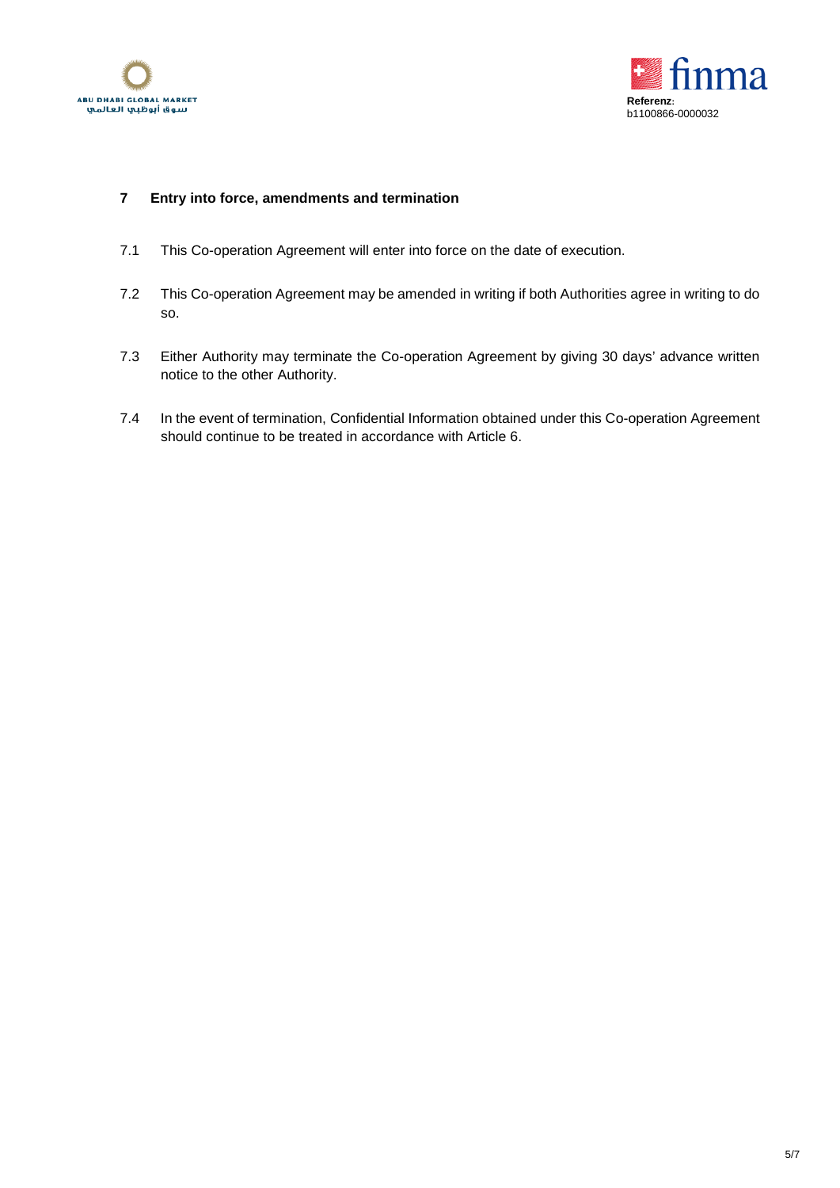## 7 Entry into force, amendments and termination

7.1 This Co-operation Agreement will enter into force on the date of execution.

7.2 This Co-operation Agreement may be amended in writing if both Authorities agree in writing to do so.

7.3 Either Authority may terminate the Co-operation Agreement by giving 30 days' advance written notice to the other Authority.

7.4 In the event of termination, Confidential Information obtained under this Co-operation Agreement should continue to be treated in accordance with Article 6.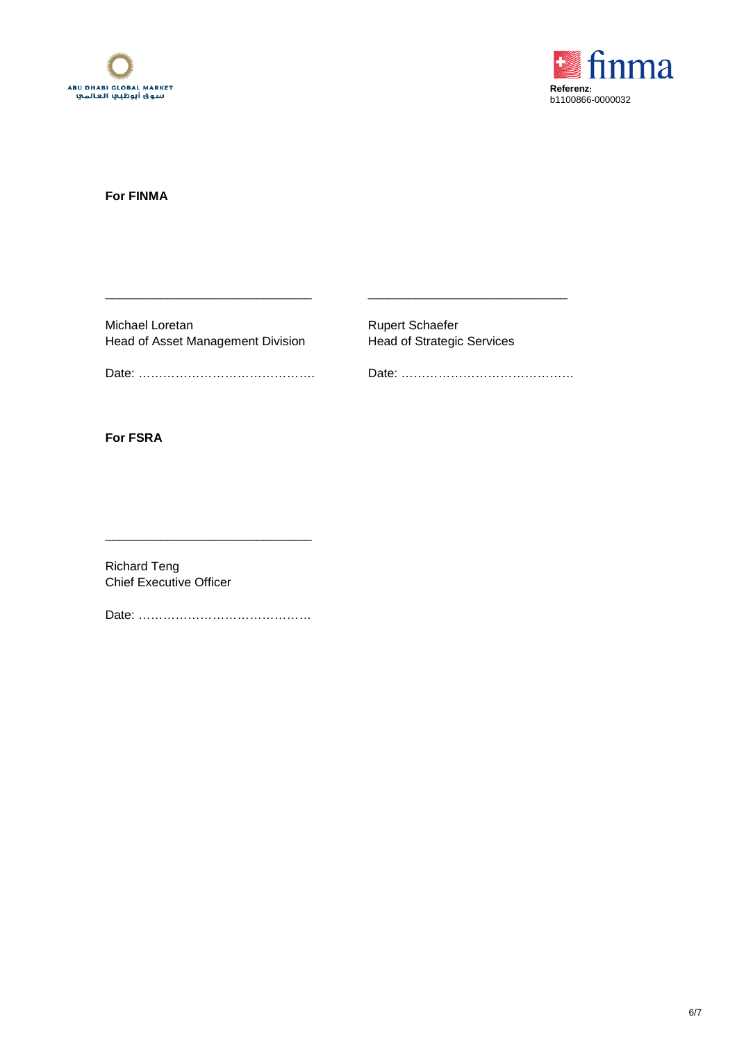**For FINMA**

______________________________ ______________________________

Michael Loretan
Head of Asset Management Division

Date: …………………………………….

Rupert Schaefer
Head of Strategic Services

Date: ……………………………………

**For FSRA**

______________________________

Richard Teng
Chief Executive Officer

Date: ……………………………………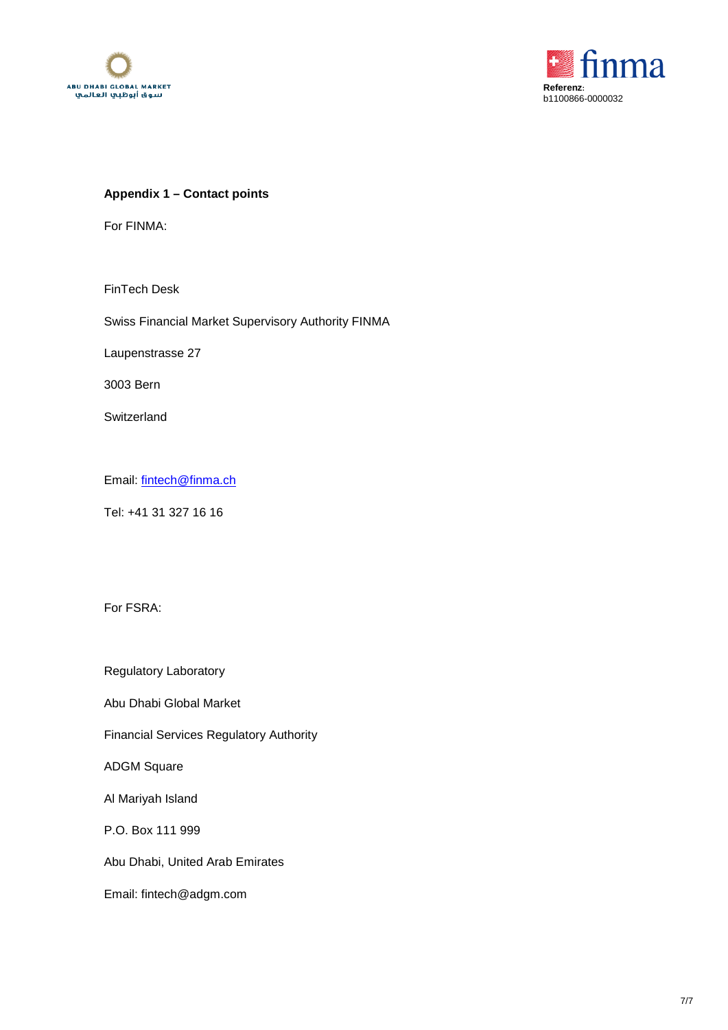**Appendix 1 – Contact points**

For FINMA:

FinTech Desk

Swiss Financial Market Supervisory Authority FINMA

Laupenstrasse 27

3003 Bern

Switzerland

Email: fintech@finma.ch

Tel: +41 31 327 16 16

For FSRA:

Regulatory Laboratory

Abu Dhabi Global Market

Financial Services Regulatory Authority

ADGM Square

Al Mariyah Island

P.O. Box 111 999

Abu Dhabi, United Arab Emirates

Email: fintech@adgm.com